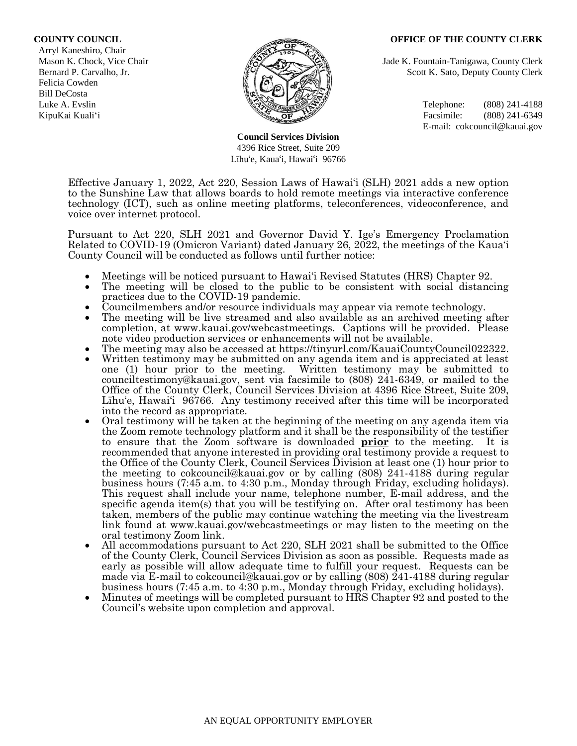**COUNTY COUNCIL**
Arryl Kaneshiro, Chair
Mason K. Chock, Vice Chair
Bernard P. Carvalho, Jr.
Felicia Cowden
Bill DeCosta
Luke A. Evslin
KipuKai Kuali'i

**OFFICE OF THE COUNTY CLERK**
Jade K. Fountain-Tanigawa, County Clerk
Scott K. Sato, Deputy County Clerk

Telephone: (808) 241-4188
Facsimile: (808) 241-6349
E-mail: cokcouncil@kauai.gov

**Council Services Division**
4396 Rice Street, Suite 209
Līhu'e, Kaua'i, Hawai'i 96766

Effective January 1, 2022, Act 220, Session Laws of Hawai'i (SLH) 2021 adds a new option to the Sunshine Law that allows boards to hold remote meetings via interactive conference technology (ICT), such as online meeting platforms, teleconferences, videoconference, and voice over internet protocol.

Pursuant to Act 220, SLH 2021 and Governor David Y. Ige's Emergency Proclamation Related to COVID-19 (Omicron Variant) dated January 26, 2022, the meetings of the Kaua'i County Council will be conducted as follows until further notice:

- Meetings will be noticed pursuant to Hawai'i Revised Statutes (HRS) Chapter 92.
- The meeting will be closed to the public to be consistent with social distancing practices due to the COVID-19 pandemic.
- Councilmembers and/or resource individuals may appear via remote technology.
- The meeting will be live streamed and also available as an archived meeting after completion, at www.kauai.gov/webcastmeetings. Captions will be provided. Please note video production services or enhancements will not be available.
- The meeting may also be accessed at https://tinyurl.com/KauaiCountyCouncil022322.
- Written testimony may be submitted on any agenda item and is appreciated at least one (1) hour prior to the meeting. Written testimony may be submitted to counciltestimony@kauai.gov, sent via facsimile to (808) 241-6349, or mailed to the Office of the County Clerk, Council Services Division at 4396 Rice Street, Suite 209, Līhu'e, Hawai'i 96766. Any testimony received after this time will be incorporated into the record as appropriate.
- Oral testimony will be taken at the beginning of the meeting on any agenda item via the Zoom remote technology platform and it shall be the responsibility of the testifier to ensure that the Zoom software is downloaded **prior** to the meeting. It is recommended that anyone interested in providing oral testimony provide a request to the Office of the County Clerk, Council Services Division at least one (1) hour prior to the meeting to cokcouncil@kauai.gov or by calling (808) 241-4188 during regular business hours (7:45 a.m. to 4:30 p.m., Monday through Friday, excluding holidays). This request shall include your name, telephone number, E-mail address, and the specific agenda item(s) that you will be testifying on. After oral testimony has been taken, members of the public may continue watching the meeting via the livestream link found at www.kauai.gov/webcastmeetings or may listen to the meeting on the oral testimony Zoom link.
- All accommodations pursuant to Act 220, SLH 2021 shall be submitted to the Office of the County Clerk, Council Services Division as soon as possible. Requests made as early as possible will allow adequate time to fulfill your request. Requests can be made via E-mail to cokcouncil@kauai.gov or by calling (808) 241-4188 during regular business hours (7:45 a.m. to 4:30 p.m., Monday through Friday, excluding holidays).
- Minutes of meetings will be completed pursuant to HRS Chapter 92 and posted to the Council's website upon completion and approval.

AN EQUAL OPPORTUNITY EMPLOYER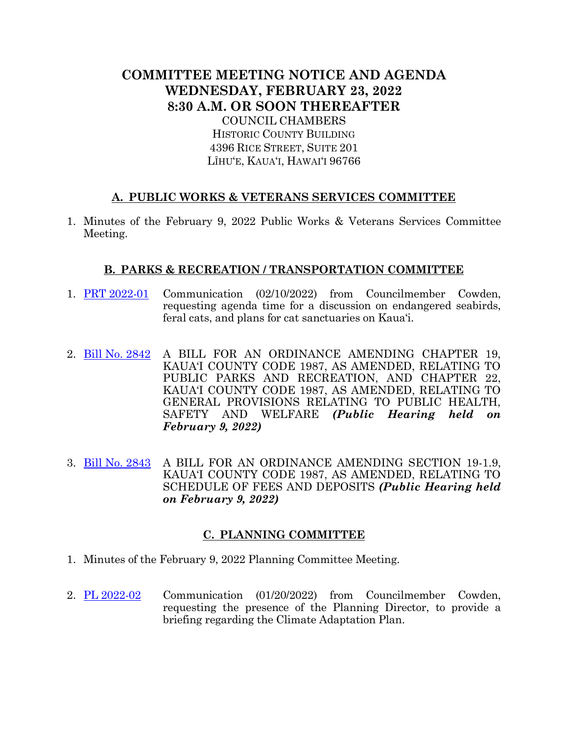# COMMITTEE MEETING NOTICE AND AGENDA
# WEDNESDAY, FEBRUARY 23, 2022
# 8:30 A.M. OR SOON THEREAFTER

COUNCIL CHAMBERS
HISTORIC COUNTY BUILDING
4396 RICE STREET, SUITE 201
LĪHUʻE, KAUAʻI, HAWAIʻI 96766

## A. PUBLIC WORKS & VETERANS SERVICES COMMITTEE

1. Minutes of the February 9, 2022 Public Works & Veterans Services Committee Meeting.

## B. PARKS & RECREATION / TRANSPORTATION COMMITTEE

1. PRT 2022-01 Communication (02/10/2022) from Councilmember Cowden, requesting agenda time for a discussion on endangered seabirds, feral cats, and plans for cat sanctuaries on Kauaʻi.

2. Bill No. 2842 A BILL FOR AN ORDINANCE AMENDING CHAPTER 19, KAUAʻI COUNTY CODE 1987, AS AMENDED, RELATING TO PUBLIC PARKS AND RECREATION, AND CHAPTER 22, KAUAʻI COUNTY CODE 1987, AS AMENDED, RELATING TO GENERAL PROVISIONS RELATING TO PUBLIC HEALTH, SAFETY AND WELFARE ***(Public Hearing held on February 9, 2022)***

3. Bill No. 2843 A BILL FOR AN ORDINANCE AMENDING SECTION 19-1.9, KAUAʻI COUNTY CODE 1987, AS AMENDED, RELATING TO SCHEDULE OF FEES AND DEPOSITS ***(Public Hearing held on February 9, 2022)***

## C. PLANNING COMMITTEE

1. Minutes of the February 9, 2022 Planning Committee Meeting.

2. PL 2022-02 Communication (01/20/2022) from Councilmember Cowden, requesting the presence of the Planning Director, to provide a briefing regarding the Climate Adaptation Plan.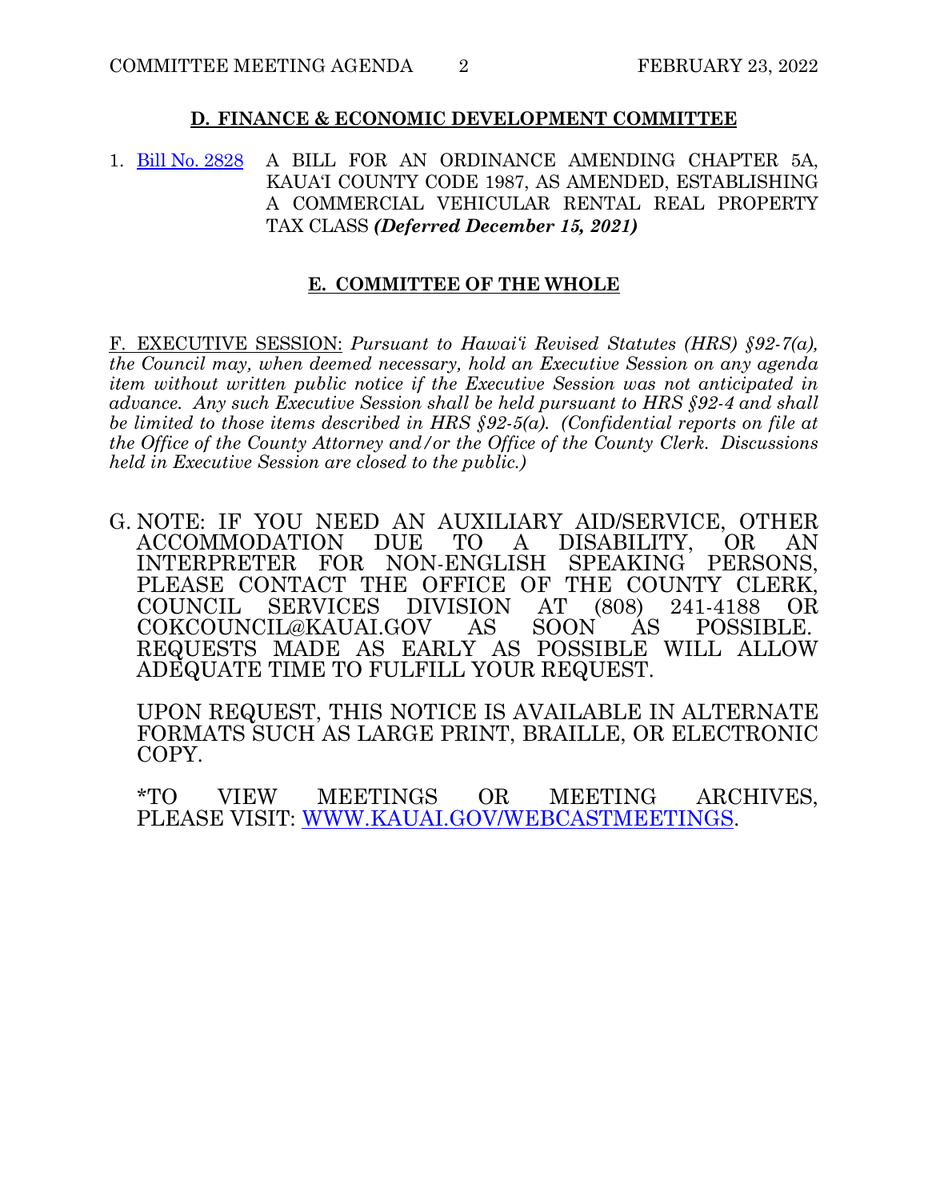## D. FINANCE & ECONOMIC DEVELOPMENT COMMITTEE

1. [Bill No. 2828](#) A BILL FOR AN ORDINANCE AMENDING CHAPTER 5A, KAUA'I COUNTY CODE 1987, AS AMENDED, ESTABLISHING A COMMERCIAL VEHICULAR RENTAL REAL PROPERTY TAX CLASS ***(Deferred December 15, 2021)***

## E. COMMITTEE OF THE WHOLE

F. EXECUTIVE SESSION: *Pursuant to Hawai'i Revised Statutes (HRS) §92-7(a), the Council may, when deemed necessary, hold an Executive Session on any agenda item without written public notice if the Executive Session was not anticipated in advance. Any such Executive Session shall be held pursuant to HRS §92-4 and shall be limited to those items described in HRS §92-5(a). (Confidential reports on file at the Office of the County Attorney and/or the Office of the County Clerk. Discussions held in Executive Session are closed to the public.)*

G. NOTE: IF YOU NEED AN AUXILIARY AID/SERVICE, OTHER ACCOMMODATION DUE TO A DISABILITY, OR AN INTERPRETER FOR NON-ENGLISH SPEAKING PERSONS, PLEASE CONTACT THE OFFICE OF THE COUNTY CLERK, COUNCIL SERVICES DIVISION AT (808) 241-4188 OR COKCOUNCIL@KAUAI.GOV AS SOON AS POSSIBLE. REQUESTS MADE AS EARLY AS POSSIBLE WILL ALLOW ADEQUATE TIME TO FULFILL YOUR REQUEST.

UPON REQUEST, THIS NOTICE IS AVAILABLE IN ALTERNATE FORMATS SUCH AS LARGE PRINT, BRAILLE, OR ELECTRONIC COPY.

*TO VIEW MEETINGS OR MEETING ARCHIVES, PLEASE VISIT: [WWW.KAUAI.GOV/WEBCASTMEETINGS](http://WWW.KAUAI.GOV/WEBCASTMEETINGS).